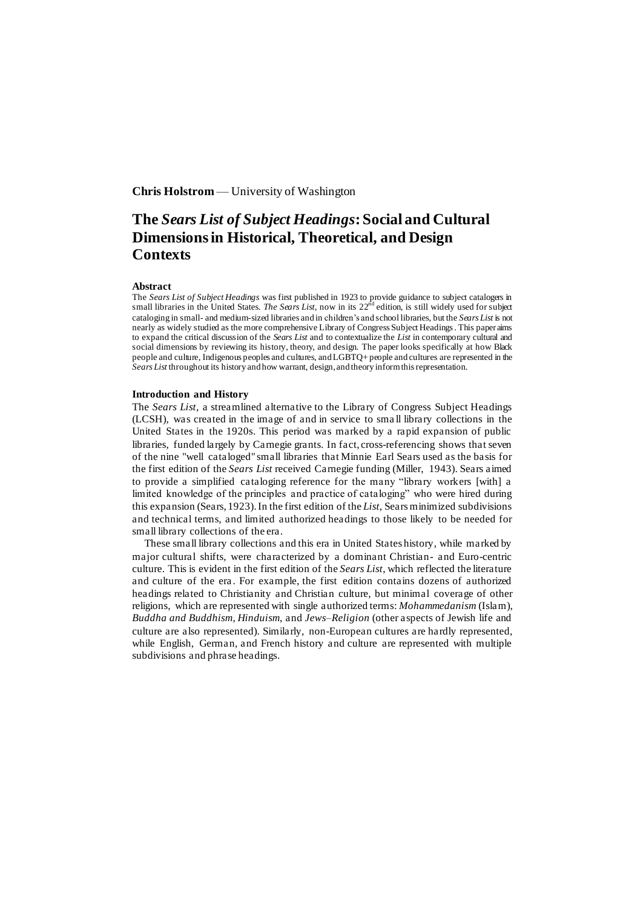**Chris Holstrom** — University of Washington

# The *Sears List of Subject Headings*: Social and Cultural Dimensions in Historical, Theoretical, and Design Contexts

### Abstract

The *Sears List of Subject Headings* was first published in 1923 to provide guidance to subject catalogers in small libraries in the United States. *The Sears List*, now in its 22nd edition, is still widely used for subject cataloging in small- and medium-sized libraries and in children's and school libraries, but the *Sears List* is not nearly as widely studied as the more comprehensive Library of Congress Subject Headings. This paper aims to expand the critical discussion of the *Sears List* and to contextualize the *List* in contemporary cultural and social dimensions by reviewing its history, theory, and design. The paper looks specifically at how Black people and culture, Indigenous peoples and cultures, and LGBTQ+ people and cultures are represented in the *Sears List* throughout its history and how warrant, design, and theory inform this representation.

### Introduction and History

The *Sears List*, a streamlined alternative to the Library of Congress Subject Headings (LCSH), was created in the image of and in service to small library collections in the United States in the 1920s. This period was marked by a rapid expansion of public libraries, funded largely by Carnegie grants. In fact, cross-referencing shows that seven of the nine "well cataloged" small libraries that Minnie Earl Sears used as the basis for the first edition of the *Sears List* received Carnegie funding (Miller, 1943). Sears aimed to provide a simplified cataloging reference for the many "library workers [with] a limited knowledge of the principles and practice of cataloging" who were hired during this expansion (Sears, 1923). In the first edition of the *List*, Sears minimized subdivisions and technical terms, and limited authorized headings to those likely to be needed for small library collections of the era.

These small library collections and this era in United States history, while marked by major cultural shifts, were characterized by a dominant Christian- and Euro-centric culture. This is evident in the first edition of the *Sears List*, which reflected the literature and culture of the era. For example, the first edition contains dozens of authorized headings related to Christianity and Christian culture, but minimal coverage of other religions, which are represented with single authorized terms: *Mohammedanism* (Islam), *Buddha and Buddhism*, *Hinduism*, and *Jews–Religion* (other aspects of Jewish life and culture are also represented). Similarly, non-European cultures are hardly represented, while English, German, and French history and culture are represented with multiple subdivisions and phrase headings.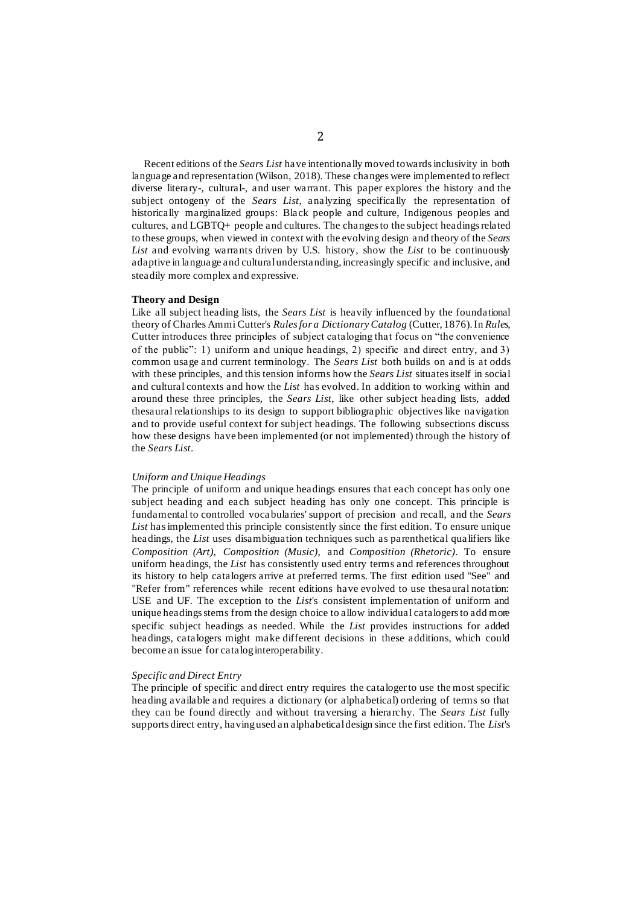Recent editions of the *Sears List* have intentionally moved towards inclusivity in both language and representation (Wilson, 2018). These changes were implemented to reflect diverse literary-, cultural-, and user warrant. This paper explores the history and the subject ontogeny of the *Sears List*, analyzing specifically the representation of historically marginalized groups: Black people and culture, Indigenous peoples and cultures, and LGBTQ+ people and cultures. The changes to the subject headings related to these groups, when viewed in context with the evolving design and theory of the *Sears List* and evolving warrants driven by U.S. history, show the *List* to be continuously adaptive in language and cultural understanding, increasingly specific and inclusive, and steadily more complex and expressive.

## Theory and Design

Like all subject heading lists, the *Sears List* is heavily influenced by the foundational theory of Charles Ammi Cutter's *Rules for a Dictionary Catalog* (Cutter, 1876). In *Rules*, Cutter introduces three principles of subject cataloging that focus on "the convenience of the public": 1) uniform and unique headings, 2) specific and direct entry, and 3) common usage and current terminology. The *Sears List* both builds on and is at odds with these principles, and this tension informs how the *Sears List* situates itself in social and cultural contexts and how the *List* has evolved. In addition to working within and around these three principles, the *Sears List*, like other subject heading lists, added thesaural relationships to its design to support bibliographic objectives like navigation and to provide useful context for subject headings. The following subsections discuss how these designs have been implemented (or not implemented) through the history of the *Sears List*.

### *Uniform and Unique Headings*

The principle of uniform and unique headings ensures that each concept has only one subject heading and each subject heading has only one concept. This principle is fundamental to controlled vocabularies' support of precision and recall, and the *Sears List* has implemented this principle consistently since the first edition. To ensure unique headings, the *List* uses disambiguation techniques such as parenthetical qualifiers like *Composition (Art)*, *Composition (Music)*, and *Composition (Rhetoric)*. To ensure uniform headings, the *List* has consistently used entry terms and references throughout its history to help catalogers arrive at preferred terms. The first edition used "See" and "Refer from" references while recent editions have evolved to use thesaural notation: USE and UF. The exception to the *List*'s consistent implementation of uniform and unique headings stems from the design choice to allow individual catalogers to add more specific subject headings as needed. While the *List* provides instructions for added headings, catalogers might make different decisions in these additions, which could become an issue for catalog interoperability.

### *Specific and Direct Entry*

The principle of specific and direct entry requires the cataloger to use the most specific heading available and requires a dictionary (or alphabetical) ordering of terms so that they can be found directly and without traversing a hierarchy. The *Sears List* fully supports direct entry, having used an alphabetical design since the first edition. The *List*'s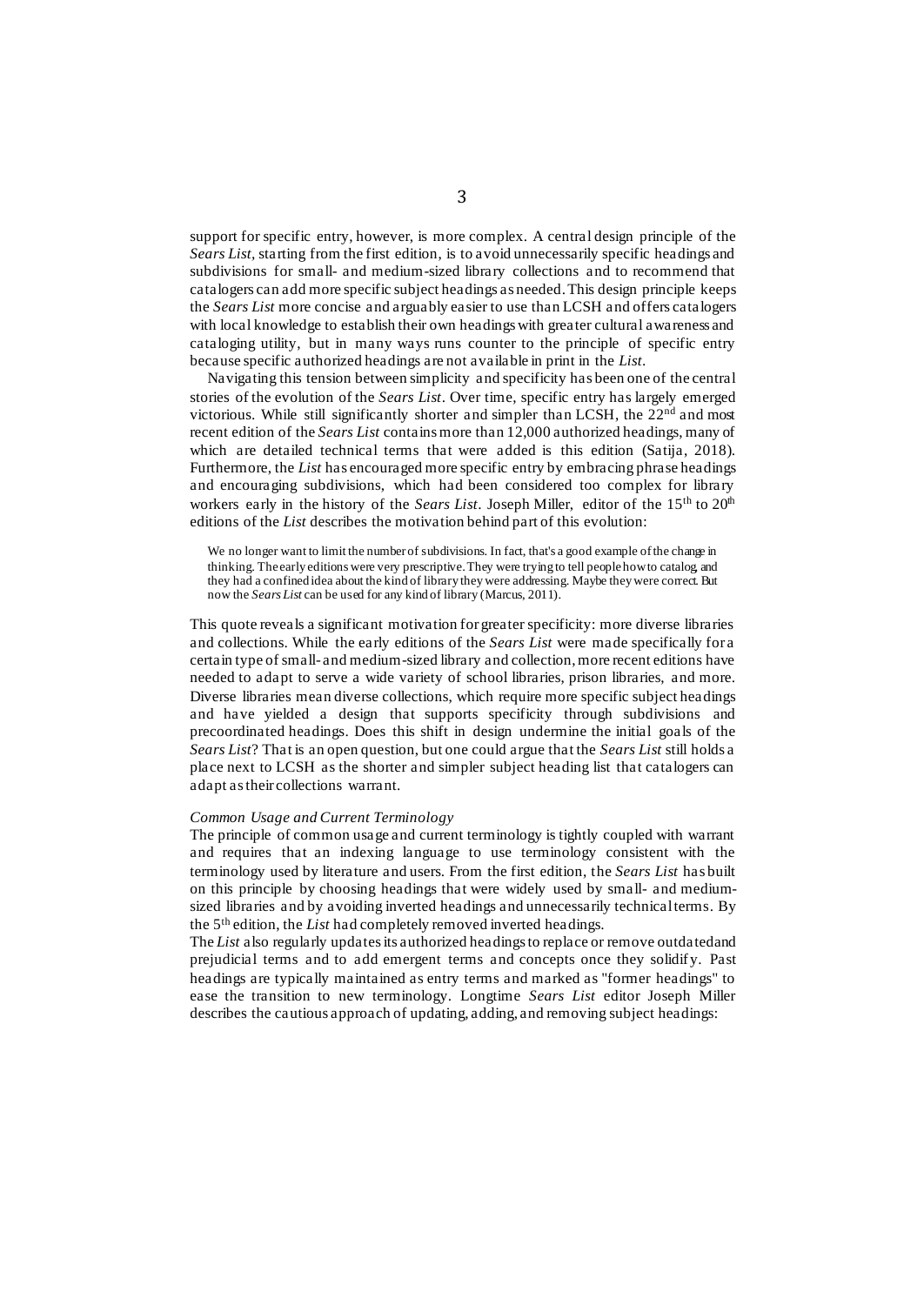support for specific entry, however, is more complex. A central design principle of the *Sears List*, starting from the first edition, is to avoid unnecessarily specific headings and subdivisions for small- and medium-sized library collections and to recommend that catalogers can add more specific subject headings as needed. This design principle keeps the *Sears List* more concise and arguably easier to use than LCSH and offers catalogers with local knowledge to establish their own headings with greater cultural awareness and cataloging utility, but in many ways runs counter to the principle of specific entry because specific authorized headings are not available in print in the *List*.

Navigating this tension between simplicity and specificity has been one of the central stories of the evolution of the *Sears List*. Over time, specific entry has largely emerged victorious. While still significantly shorter and simpler than LCSH, the 22nd and most recent edition of the *Sears List* contains more than 12,000 authorized headings, many of which are detailed technical terms that were added is this edition (Satija, 2018). Furthermore, the *List* has encouraged more specific entry by embracing phrase headings and encouraging subdivisions, which had been considered too complex for library workers early in the history of the *Sears List*. Joseph Miller, editor of the 15th to 20th editions of the *List* describes the motivation behind part of this evolution:

> We no longer want to limit the number of subdivisions. In fact, that's a good example of the change in thinking. The early editions were very prescriptive. They were trying to tell people how to catalog, and they had a confined idea about the kind of library they were addressing. Maybe they were correct. But now the *Sears List* can be used for any kind of library (Marcus, 2011).

This quote reveals a significant motivation for greater specificity: more diverse libraries and collections. While the early editions of the *Sears List* were made specifically for a certain type of small- and medium-sized library and collection, more recent editions have needed to adapt to serve a wide variety of school libraries, prison libraries, and more. Diverse libraries mean diverse collections, which require more specific subject headings and have yielded a design that supports specificity through subdivisions and precoordinated headings. Does this shift in design undermine the initial goals of the *Sears List*? That is an open question, but one could argue that the *Sears List* still holds a place next to LCSH as the shorter and simpler subject heading list that catalogers can adapt as their collections warrant.

*Common Usage and Current Terminology*

The principle of common usage and current terminology is tightly coupled with warrant and requires that an indexing language to use terminology consistent with the terminology used by literature and users. From the first edition, the *Sears List* has built on this principle by choosing headings that were widely used by small- and medium-sized libraries and by avoiding inverted headings and unnecessarily technical terms. By the 5th edition, the *List* had completely removed inverted headings.

The *List* also regularly updates its authorized headings to replace or remove outdatedand prejudicial terms and to add emergent terms and concepts once they solidify. Past headings are typically maintained as entry terms and marked as "former headings" to ease the transition to new terminology. Longtime *Sears List* editor Joseph Miller describes the cautious approach of updating, adding, and removing subject headings: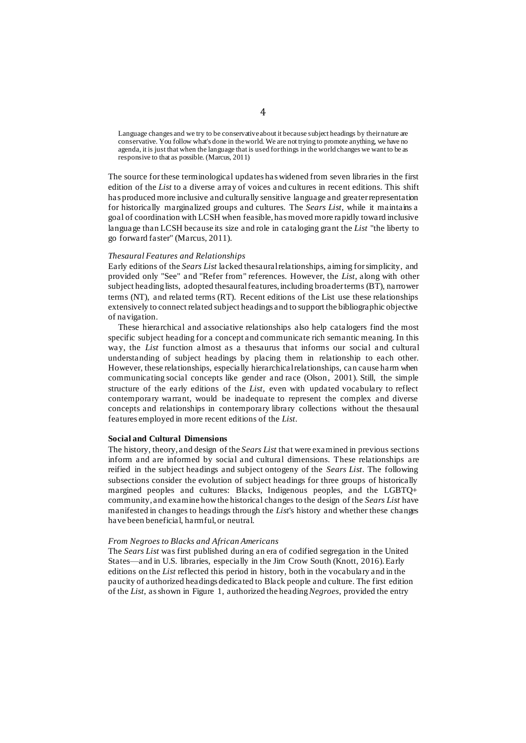> Language changes and we try to be conservative about it because subject headings by their nature are conservative. You follow what's done in the world. We are not trying to promote anything, we have no agenda, it is just that when the language that is used for things in the world changes we want to be as responsive to that as possible. (Marcus, 2011)

The source for these terminological updates has widened from seven libraries in the first edition of the *List* to a diverse array of voices and cultures in recent editions. This shift has produced more inclusive and culturally sensitive language and greater representation for historically marginalized groups and cultures. The *Sears List*, while it maintains a goal of coordination with LCSH when feasible, has moved more rapidly toward inclusive language than LCSH because its size and role in cataloging grant the *List* "the liberty to go forward faster" (Marcus, 2011).

*Thesaural Features and Relationships*

Early editions of the *Sears List* lacked thesaural relationships, aiming for simplicity, and provided only "See" and "Refer from" references. However, the *List*, along with other subject heading lists, adopted thesaural features, including broader terms (BT), narrower terms (NT), and related terms (RT). Recent editions of the List use these relationships extensively to connect related subject headings and to support the bibliographic objective of navigation.

These hierarchical and associative relationships also help catalogers find the most specific subject heading for a concept and communicate rich semantic meaning. In this way, the *List* function almost as a thesaurus that informs our social and cultural understanding of subject headings by placing them in relationship to each other. However, these relationships, especially hierarchical relationships, can cause harm when communicating social concepts like gender and race (Olson, 2001). Still, the simple structure of the early editions of the *List*, even with updated vocabulary to reflect contemporary warrant, would be inadequate to represent the complex and diverse concepts and relationships in contemporary library collections without the thesaural features employed in more recent editions of the *List*.

**Social and Cultural Dimensions**

The history, theory, and design of the *Sears List* that were examined in previous sections inform and are informed by social and cultural dimensions. These relationships are reified in the subject headings and subject ontogeny of the *Sears List*. The following subsections consider the evolution of subject headings for three groups of historically margined peoples and cultures: Blacks, Indigenous peoples, and the LGBTQ+ community, and examine how the historical changes to the design of the *Sears List* have manifested in changes to headings through the *List*'s history and whether these changes have been beneficial, harmful, or neutral.

*From Negroes to Blacks and African Americans*

The *Sears List* was first published during an era of codified segregation in the United States—and in U.S. libraries, especially in the Jim Crow South (Knott, 2016). Early editions on the *List* reflected this period in history, both in the vocabulary and in the paucity of authorized headings dedicated to Black people and culture. The first edition of the *List*, as shown in Figure 1, authorized the heading *Negroes*, provided the entry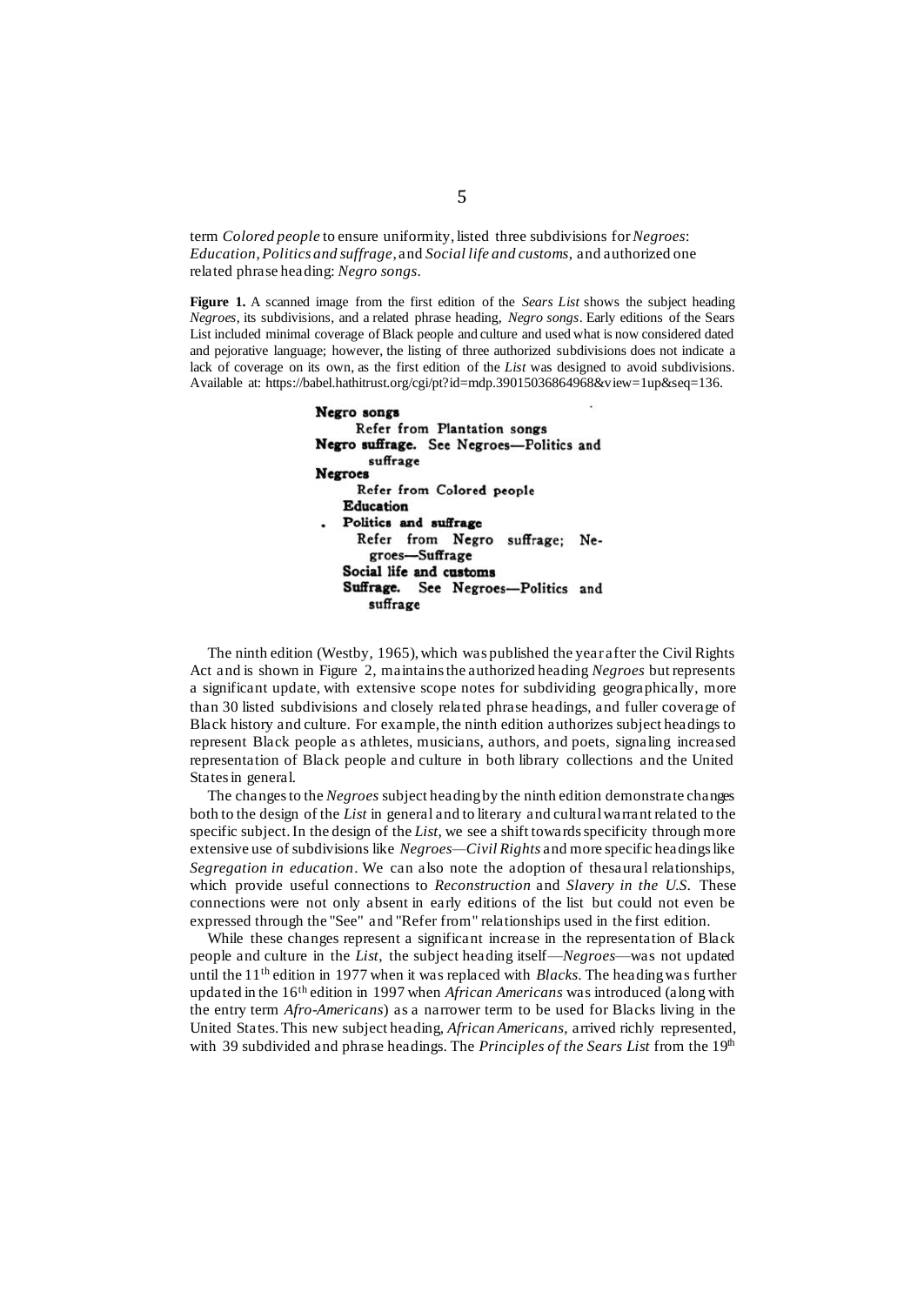term *Colored people* to ensure uniformity, listed three subdivisions for *Negroes*: *Education*, *Politics and suffrage*, and *Social life and customs*, and authorized one related phrase heading: *Negro songs*.

**Figure 1.** A scanned image from the first edition of the *Sears List* shows the subject heading *Negroes*, its subdivisions, and a related phrase heading, *Negro songs*. Early editions of the Sears List included minimal coverage of Black people and culture and used what is now considered dated and pejorative language; however, the listing of three authorized subdivisions does not indicate a lack of coverage on its own, as the first edition of the *List* was designed to avoid subdivisions. Available at: https://babel.hathitrust.org/cgi/pt?id=mdp.39015036864968&view=1up&seq=136.

**Negro songs**
Refer from Plantation songs
**Negro suffrage.** See Negroes—Politics and suffrage
**Negroes**
Refer from Colored people
**Education**
**Politics and suffrage**
Refer from Negro suffrage; Negroes—Suffrage
**Social life and customs**
**Suffrage.** See Negroes—Politics and suffrage

The ninth edition (Westby, 1965), which was published the year after the Civil Rights Act and is shown in Figure 2, maintains the authorized heading *Negroes* but represents a significant update, with extensive scope notes for subdividing geographically, more than 30 listed subdivisions and closely related phrase headings, and fuller coverage of Black history and culture. For example, the ninth edition authorizes subject headings to represent Black people as athletes, musicians, authors, and poets, signaling increased representation of Black people and culture in both library collections and the United States in general.

The changes to the *Negroes* subject heading by the ninth edition demonstrate changes both to the design of the *List* in general and to literary and cultural warrant related to the specific subject. In the design of the *List*, we see a shift towards specificity through more extensive use of subdivisions like *Negroes—Civil Rights* and more specific headings like *Segregation in education*. We can also note the adoption of thesaural relationships, which provide useful connections to *Reconstruction* and *Slavery in the U.S.* These connections were not only absent in early editions of the list but could not even be expressed through the "See" and "Refer from" relationships used in the first edition.

While these changes represent a significant increase in the representation of Black people and culture in the *List*, the subject heading itself—*Negroes*—was not updated until the 11th edition in 1977 when it was replaced with *Blacks*. The heading was further updated in the 16th edition in 1997 when *African Americans* was introduced (along with the entry term *Afro-Americans*) as a narrower term to be used for Blacks living in the United States. This new subject heading, *African Americans*, arrived richly represented, with 39 subdivided and phrase headings. The *Principles of the Sears List* from the 19th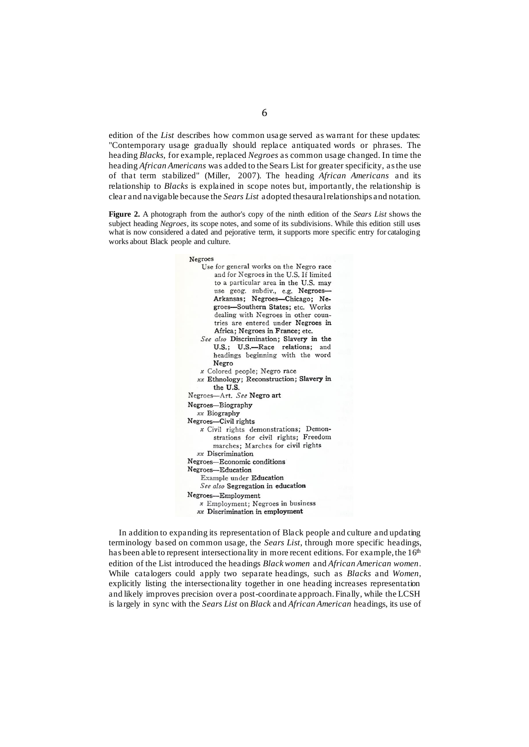edition of the *List* describes how common usage served as warrant for these updates: "Contemporary usage gradually should replace antiquated words or phrases. The heading *Blacks*, for example, replaced *Negroes* as common usage changed. In time the heading *African Americans* was added to the Sears List for greater specificity, as the use of that term stabilized" (Miller, 2007). The heading *African Americans* and its relationship to *Blacks* is explained in scope notes but, importantly, the relationship is clear and navigable because the *Sears List* adopted thesaural relationships and notation.

**Figure 2.** A photograph from the author's copy of the ninth edition of the *Sears List* shows the subject heading *Negroes*, its scope notes, and some of its subdivisions. While this edition still uses what is now considered a dated and pejorative term, it supports more specific entry for cataloging works about Black people and culture.

Negroes
Use for general works on the Negro race and for Negroes in the U.S. If limited to a particular area in the U.S. may use geog. subdiv., e.g. **Negroes—Arkansas; Negroes—Chicago; Negroes—Southern States;** etc. Works dealing with Negroes in other countries are entered under **Negroes in Africa; Negroes in France;** etc.
*See also* **Discrimination; Slavery in the U.S.; U.S.—Race relations;** and headings beginning with the word **Negro**
*x* Colored people; Negro race
*xx* **Ethnology; Reconstruction; Slavery in the U.S.**
Negroes—Art. *See* **Negro art**
Negroes—Biography
*xx* Biography
Negroes—Civil rights
*x* Civil rights demonstrations; Demonstrations for civil rights; Freedom marches; Marches for civil rights
*xx* Discrimination
Negroes—Economic conditions
Negroes—Education
Example under **Education**
*See also* **Segregation in education**
Negroes—Employment
*x* Employment; Negroes in business
*xx* **Discrimination in employment**

In addition to expanding its representation of Black people and culture and updating terminology based on common usage, the *Sears List*, through more specific headings, has been able to represent intersectionality in more recent editions. For example, the 16th edition of the List introduced the headings *Black women* and *African American women*. While catalogers could apply two separate headings, such as *Blacks* and *Women*, explicitly listing the intersectionality together in one heading increases representation and likely improves precision over a post-coordinate approach. Finally, while the LCSH is largely in sync with the *Sears List* on *Black* and *African American* headings, its use of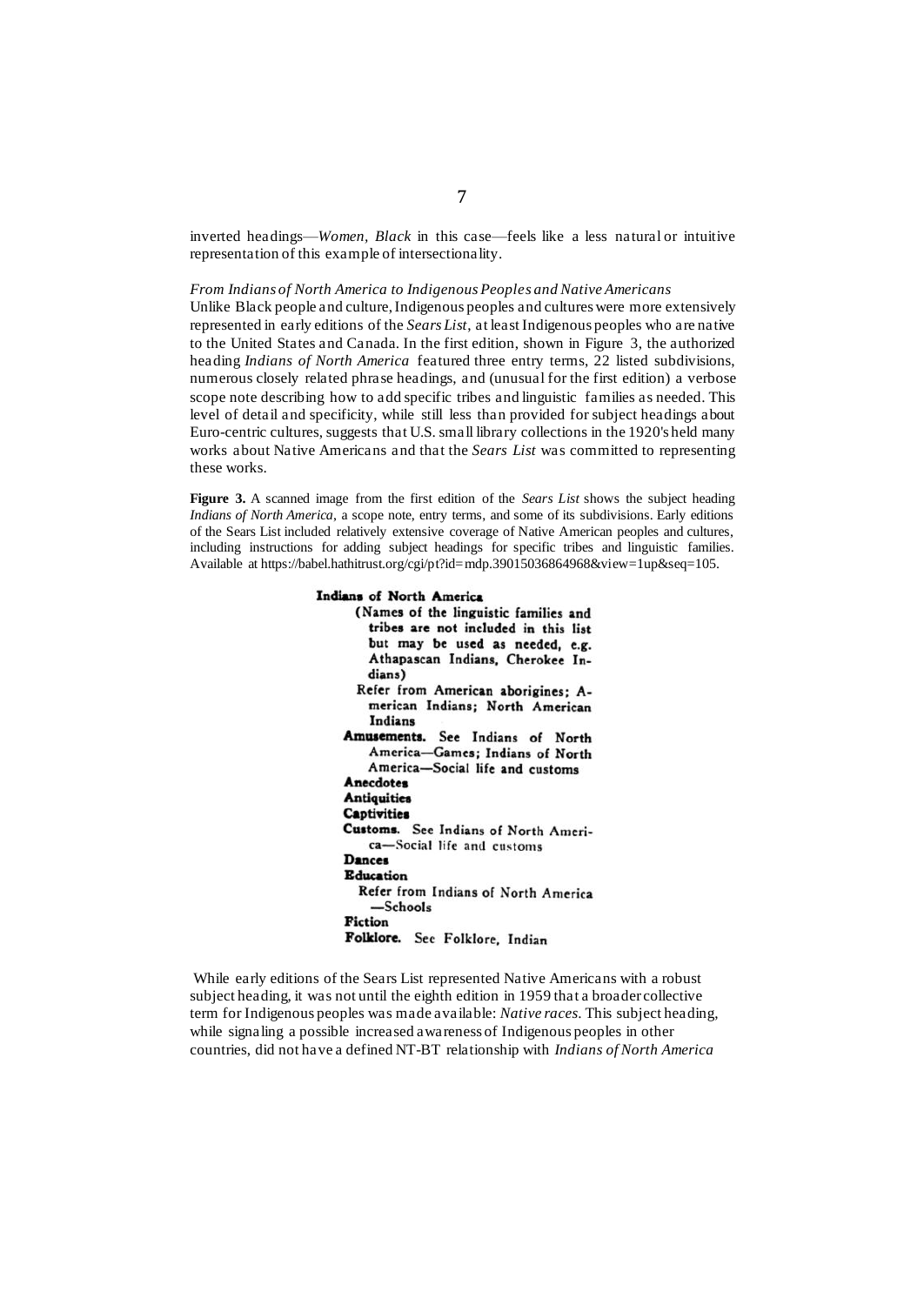inverted headings—*Women*, *Black* in this case—feels like a less natural or intuitive representation of this example of intersectionality.

*From Indians of North America to Indigenous Peoples and Native Americans*

Unlike Black people and culture, Indigenous peoples and cultures were more extensively represented in early editions of the *Sears List*, at least Indigenous peoples who are native to the United States and Canada. In the first edition, shown in Figure 3, the authorized heading *Indians of North America* featured three entry terms, 22 listed subdivisions, numerous closely related phrase headings, and (unusual for the first edition) a verbose scope note describing how to add specific tribes and linguistic families as needed. This level of detail and specificity, while still less than provided for subject headings about Euro-centric cultures, suggests that U.S. small library collections in the 1920's held many works about Native Americans and that the *Sears List* was committed to representing these works.

**Figure 3.** A scanned image from the first edition of the *Sears List* shows the subject heading *Indians of North America*, a scope note, entry terms, and some of its subdivisions. Early editions of the Sears List included relatively extensive coverage of Native American peoples and cultures, including instructions for adding subject headings for specific tribes and linguistic families. Available at https://babel.hathitrust.org/cgi/pt?id=mdp.39015036864968&view=1up&seq=105.

**Indians of North America**
(Names of the linguistic families and tribes are not included in this list but may be used as needed, e.g. Athapascan Indians, Cherokee Indians)
Refer from American aborigines; American Indians; North American Indians
**Amusements.** See Indians of North America—Games; Indians of North America—Social life and customs
**Anecdotes**
**Antiquities**
**Captivities**
**Customs.** See Indians of North America—Social life and customs
**Dances**
**Education**
Refer from Indians of North America—Schools
**Fiction**
**Folklore.** See Folklore, Indian

While early editions of the Sears List represented Native Americans with a robust subject heading, it was not until the eighth edition in 1959 that a broader collective term for Indigenous peoples was made available: *Native races*. This subject heading, while signaling a possible increased awareness of Indigenous peoples in other countries, did not have a defined NT-BT relationship with *Indians of North America*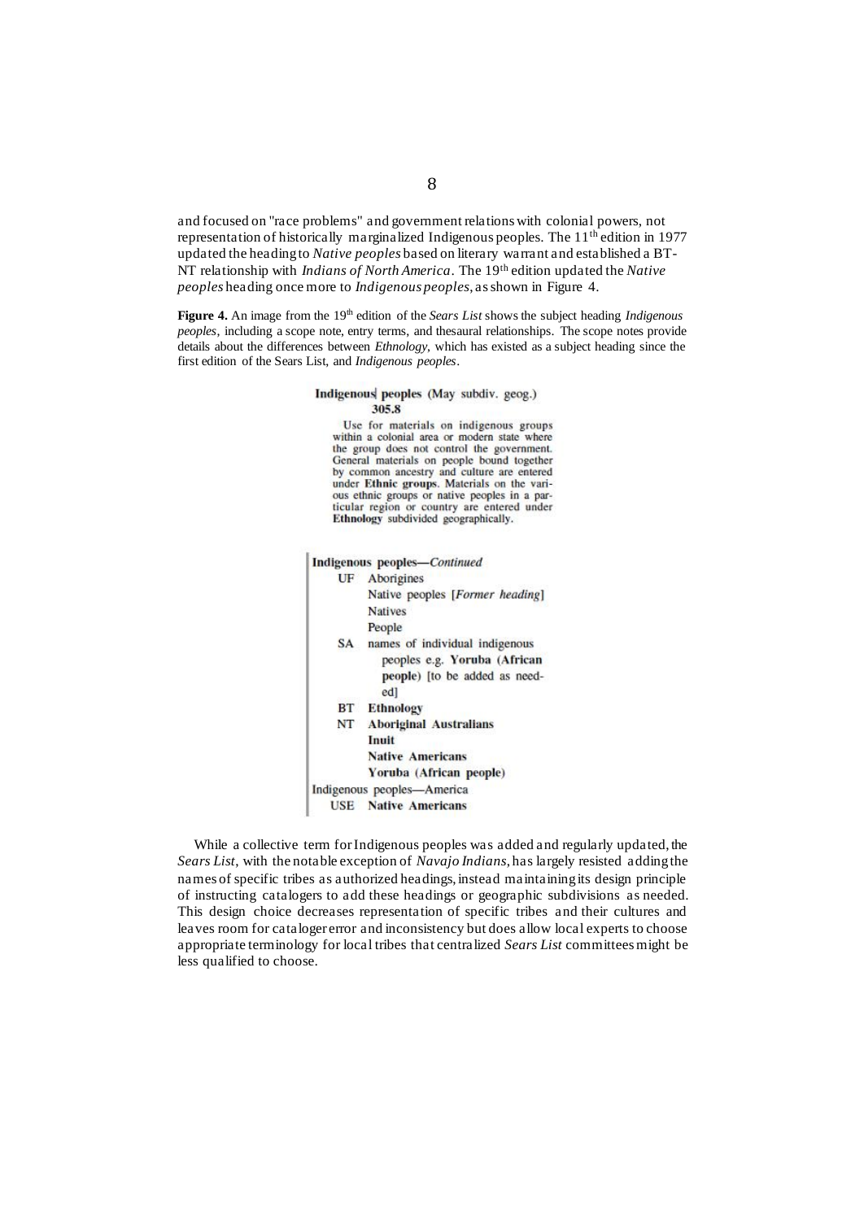and focused on "race problems" and government relations with colonial powers, not representation of historically marginalized Indigenous peoples. The 11th edition in 1977 updated the heading to *Native peoples* based on literary warrant and established a BT-NT relationship with *Indians of North America*. The 19th edition updated the *Native peoples* heading once more to *Indigenous peoples*, as shown in Figure 4.

**Figure 4.** An image from the 19th edition of the *Sears List* shows the subject heading *Indigenous peoples*, including a scope note, entry terms, and thesaural relationships. The scope notes provide details about the differences between *Ethnology*, which has existed as a subject heading since the first edition of the Sears List, and *Indigenous peoples*.

**Indigenous peoples** (May subdiv. geog.)
**305.8**

Use for materials on indigenous groups within a colonial area or modern state where the group does not control the government. General materials on people bound together by common ancestry and culture are entered under **Ethnic groups**. Materials on the various ethnic groups or native peoples in a particular region or country are entered under **Ethnology** subdivided geographically.

**Indigenous peoples**—*Continued*

UF Aborigines
Native peoples [*Former heading*]
Natives
People

SA names of individual indigenous peoples e.g. **Yoruba (African people)** [to be added as needed]

BT **Ethnology**

NT **Aboriginal Australians**
**Inuit**
**Native Americans**
**Yoruba (African people)**

Indigenous peoples—America
USE **Native Americans**

While a collective term for Indigenous peoples was added and regularly updated, the *Sears List*, with the notable exception of *Navajo Indians*, has largely resisted adding the names of specific tribes as authorized headings, instead maintaining its design principle of instructing catalogers to add these headings or geographic subdivisions as needed. This design choice decreases representation of specific tribes and their cultures and leaves room for cataloger error and inconsistency but does allow local experts to choose appropriate terminology for local tribes that centralized *Sears List* committees might be less qualified to choose.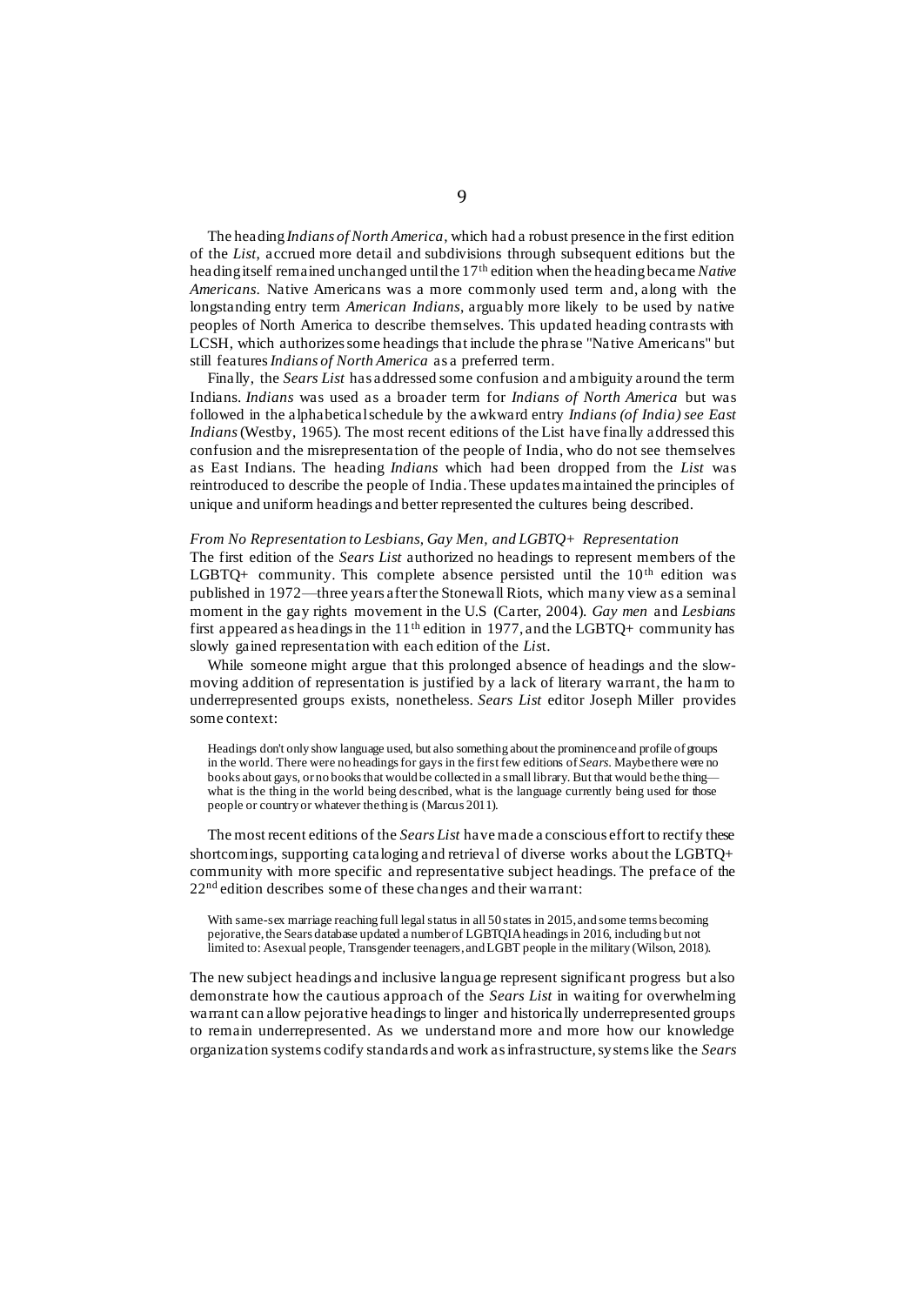The heading *Indians of North America*, which had a robust presence in the first edition of the *List*, accrued more detail and subdivisions through subsequent editions but the heading itself remained unchanged until the 17th edition when the heading became *Native Americans*. Native Americans was a more commonly used term and, along with the longstanding entry term *American Indians*, arguably more likely to be used by native peoples of North America to describe themselves. This updated heading contrasts with LCSH, which authorizes some headings that include the phrase "Native Americans" but still features *Indians of North America* as a preferred term.

Finally, the *Sears List* has addressed some confusion and ambiguity around the term Indians. *Indians* was used as a broader term for *Indians of North America* but was followed in the alphabetical schedule by the awkward entry *Indians (of India) see East Indians* (Westby, 1965). The most recent editions of the List have finally addressed this confusion and the misrepresentation of the people of India, who do not see themselves as East Indians. The heading *Indians* which had been dropped from the *List* was reintroduced to describe the people of India. These updates maintained the principles of unique and uniform headings and better represented the cultures being described.

*From No Representation to Lesbians, Gay Men, and LGBTQ+ Representation*

The first edition of the *Sears List* authorized no headings to represent members of the LGBTQ+ community. This complete absence persisted until the 10th edition was published in 1972—three years after the Stonewall Riots, which many view as a seminal moment in the gay rights movement in the U.S (Carter, 2004). *Gay men* and *Lesbians* first appeared as headings in the 11th edition in 1977, and the LGBTQ+ community has slowly gained representation with each edition of the *List*.

While someone might argue that this prolonged absence of headings and the slow-moving addition of representation is justified by a lack of literary warrant, the harm to underrepresented groups exists, nonetheless. *Sears List* editor Joseph Miller provides some context:

> Headings don't only show language used, but also something about the prominence and profile of groups in the world. There were no headings for gays in the first few editions of *Sears*. Maybe there were no books about gays, or no books that would be collected in a small library. But that would be the thing—what is the thing in the world being described, what is the language currently being used for those people or country or whatever the thing is (Marcus 2011).

The most recent editions of the *Sears List* have made a conscious effort to rectify these shortcomings, supporting cataloging and retrieval of diverse works about the LGBTQ+ community with more specific and representative subject headings. The preface of the 22nd edition describes some of these changes and their warrant:

> With same-sex marriage reaching full legal status in all 50 states in 2015, and some terms becoming pejorative, the Sears database updated a number of LGBTQIA headings in 2016, including but not limited to: Asexual people, Transgender teenagers, and LGBT people in the military (Wilson, 2018).

The new subject headings and inclusive language represent significant progress but also demonstrate how the cautious approach of the *Sears List* in waiting for overwhelming warrant can allow pejorative headings to linger and historically underrepresented groups to remain underrepresented. As we understand more and more how our knowledge organization systems codify standards and work as infrastructure, systems like the *Sears*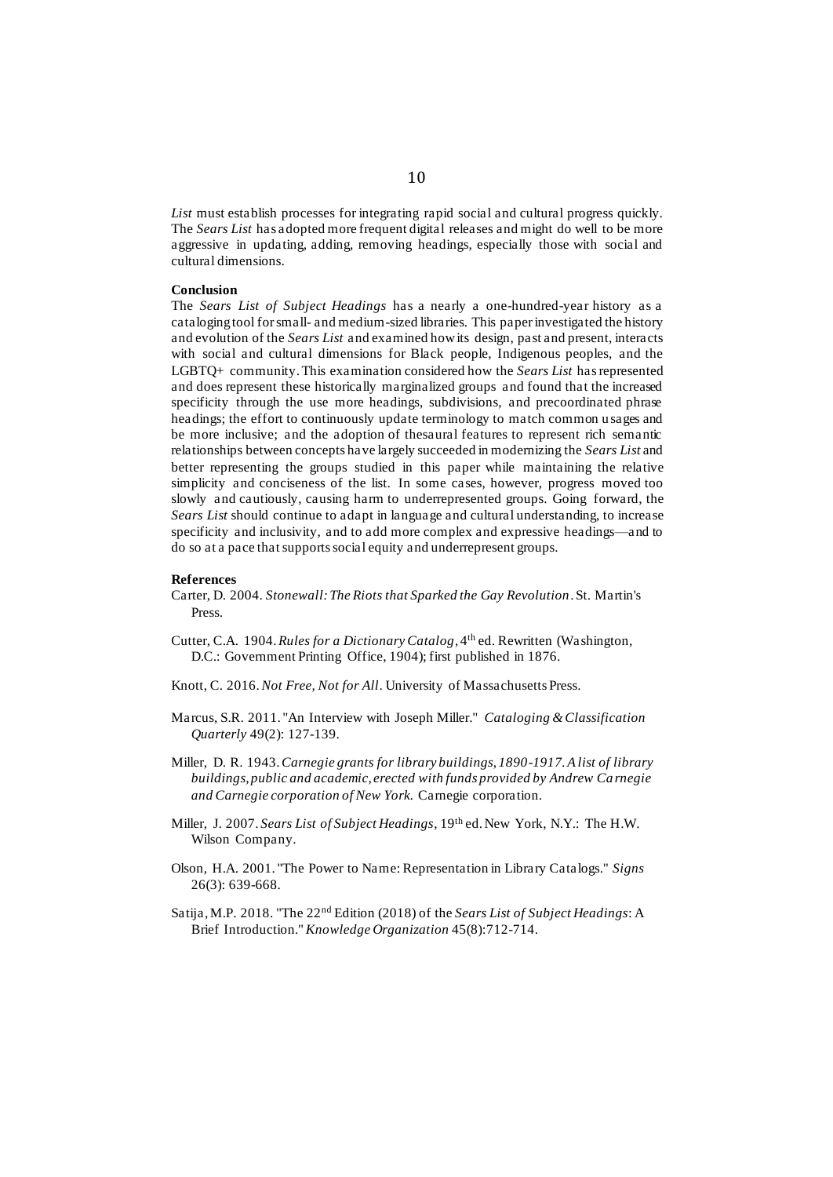*List* must establish processes for integrating rapid social and cultural progress quickly. The *Sears List* has adopted more frequent digital releases and might do well to be more aggressive in updating, adding, removing headings, especially those with social and cultural dimensions.

**Conclusion**

The *Sears List of Subject Headings* has a nearly a one-hundred-year history as a cataloging tool for small- and medium-sized libraries. This paper investigated the history and evolution of the *Sears List* and examined how its design, past and present, interacts with social and cultural dimensions for Black people, Indigenous peoples, and the LGBTQ+ community. This examination considered how the *Sears List* has represented and does represent these historically marginalized groups and found that the increased specificity through the use more headings, subdivisions, and precoordinated phrase headings; the effort to continuously update terminology to match common usages and be more inclusive; and the adoption of thesaural features to represent rich semantic relationships between concepts have largely succeeded in modernizing the *Sears List* and better representing the groups studied in this paper while maintaining the relative simplicity and conciseness of the list. In some cases, however, progress moved too slowly and cautiously, causing harm to underrepresented groups. Going forward, the *Sears List* should continue to adapt in language and cultural understanding, to increase specificity and inclusivity, and to add more complex and expressive headings—and to do so at a pace that supports social equity and underrepresent groups.

**References**

Carter, D. 2004. *Stonewall: The Riots that Sparked the Gay Revolution*. St. Martin's Press.

Cutter, C.A. 1904. *Rules for a Dictionary Catalog*, 4th ed. Rewritten (Washington, D.C.: Government Printing Office, 1904); first published in 1876.

Knott, C. 2016. *Not Free, Not for All*. University of Massachusetts Press.

Marcus, S.R. 2011. "An Interview with Joseph Miller." *Cataloging & Classification Quarterly* 49(2): 127-139.

Miller, D. R. 1943. *Carnegie grants for library buildings, 1890-1917. A list of library buildings, public and academic, erected with funds provided by Andrew Carnegie and Carnegie corporation of New York.* Carnegie corporation.

Miller, J. 2007. *Sears List of Subject Headings*, 19th ed. New York, N.Y.: The H.W. Wilson Company.

Olson, H.A. 2001. "The Power to Name: Representation in Library Catalogs." *Signs* 26(3): 639-668.

Satija, M.P. 2018. "The 22nd Edition (2018) of the *Sears List of Subject Headings*: A Brief Introduction." *Knowledge Organization* 45(8):712-714.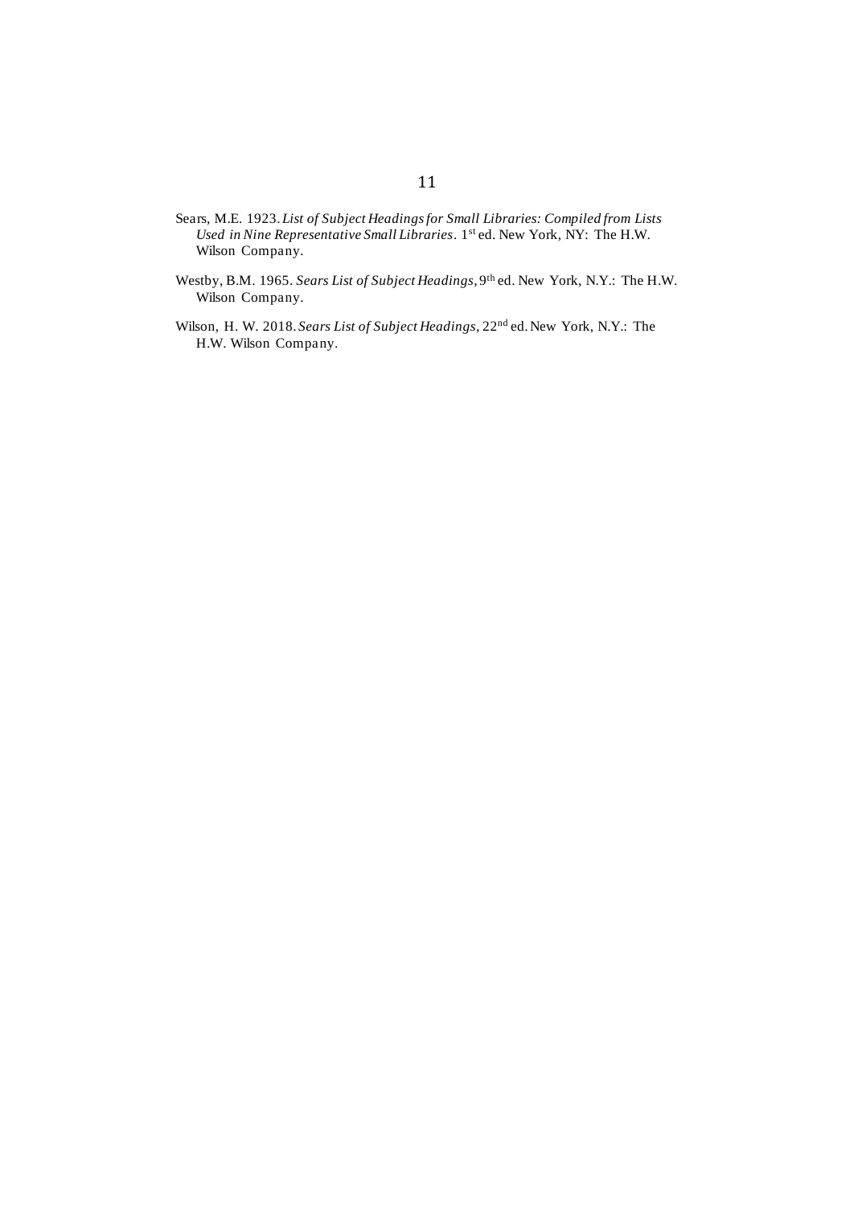Sears, M.E. 1923. *List of Subject Headings for Small Libraries: Compiled from Lists Used in Nine Representative Small Libraries*. 1st ed. New York, NY: The H.W. Wilson Company.

Westby, B.M. 1965. *Sears List of Subject Headings*, 9th ed. New York, N.Y.: The H.W. Wilson Company.

Wilson, H. W. 2018. *Sears List of Subject Headings*, 22nd ed. New York, N.Y.: The H.W. Wilson Company.